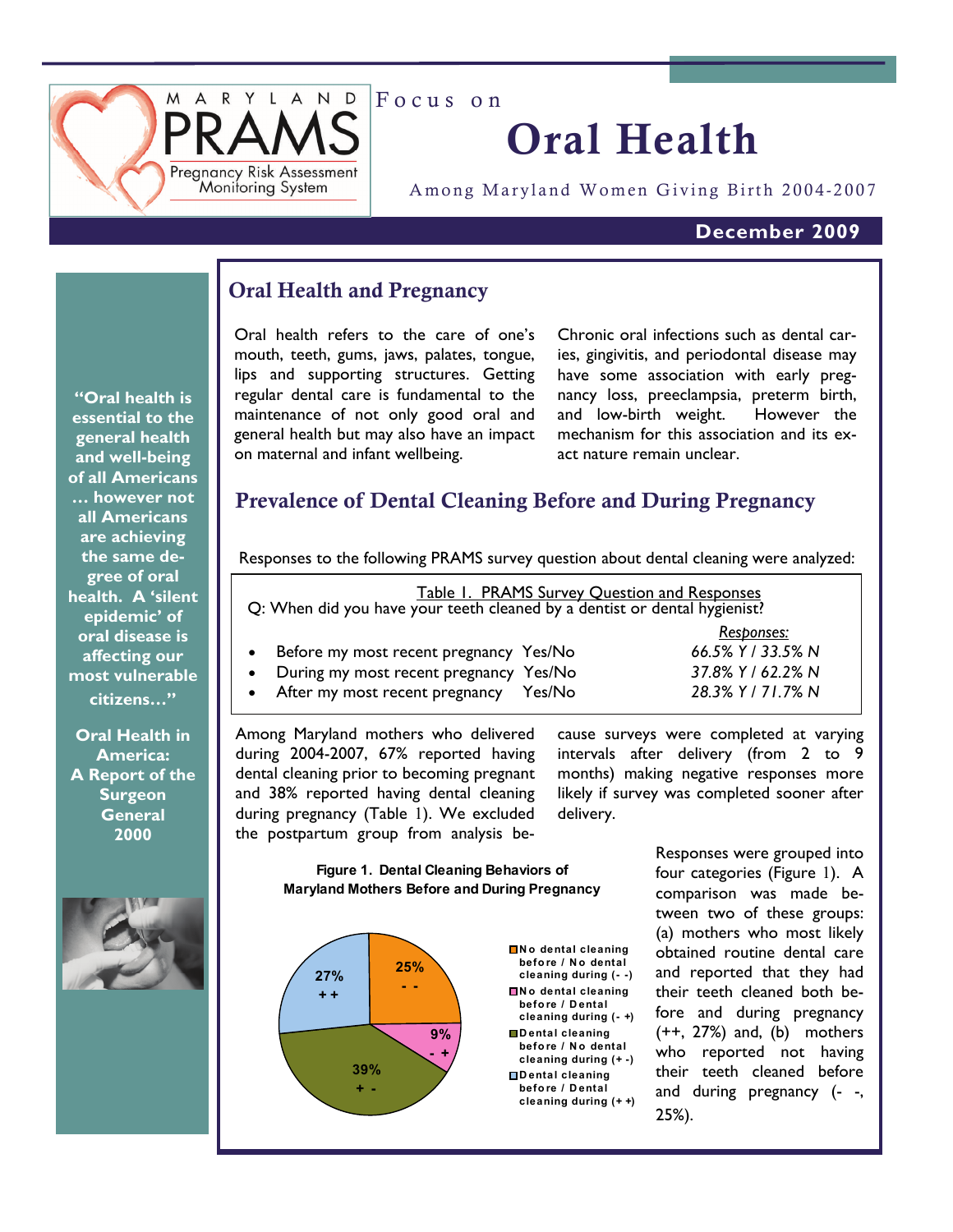# MARYLAND PRAMS

Pregnancy Risk Assessment Monitoring System

Focus on

# Oral Health

Among Maryland Women Giving Birth 2004-2007

**December 2009**

**"Oral health is essential to the general health and well-being of all Americans … however not all Americans are achieving the same degree of oral health. A 'silent epidemic' of oral disease is affecting our most vulnerable citizens…"**

**Oral Health in America: A Report of the Surgeon General 2000**

## Oral Health and Pregnancy

Oral health refers to the care of one's mouth, teeth, gums, jaws, palates, tongue, lips and supporting structures. Getting regular dental care is fundamental to the maintenance of not only good oral and general health but may also have an impact on maternal and infant wellbeing.

Chronic oral infections such as dental caries, gingivitis, and periodontal disease may have some association with early pregnancy loss, preeclampsia, preterm birth, and low-birth weight. However the mechanism for this association and its exact nature remain unclear.

## Prevalence of Dental Cleaning Before and During Pregnancy

Responses to the following PRAMS survey question about dental cleaning were analyzed:

Table 1. PRAMS Survey Question and Responses

Q: When did you have your teeth cleaned by a dentist or dental hygienist?

| | | *Responses:* |
|---|---|---|
| • Before my most recent pregnancy | Yes/No | *66.5% Y / 33.5% N* |
| • During my most recent pregnancy | Yes/No | *37.8% Y / 62.2% N* |
| • After my most recent pregnancy | Yes/No | *28.3% Y / 71.7% N* |

Among Maryland mothers who delivered during 2004-2007, 67% reported having dental cleaning prior to becoming pregnant and 38% reported having dental cleaning during pregnancy (Table 1). We excluded the postpartum group from analysis because surveys were completed at varying intervals after delivery (from 2 to 9 months) making negative responses more likely if survey was completed sooner after delivery.

**Figure 1. Dental Cleaning Behaviors of Maryland Mothers Before and During Pregnancy**

| Category | Percent |
|---|---|
| No dental cleaning before / No dental cleaning during (- -) | 25% |
| No dental cleaning before / Dental cleaning during (- +) | 9% |
| Dental cleaning before / No dental cleaning during (+ -) | 39% |
| Dental cleaning before / Dental cleaning during (+ +) | 27% |

Responses were grouped into four categories (Figure 1). A comparison was made between two of these groups: (a) mothers who most likely obtained routine dental care and reported that they had their teeth cleaned both before and during pregnancy (++, 27%) and, (b) mothers who reported not having their teeth cleaned before and during pregnancy (- -, 25%).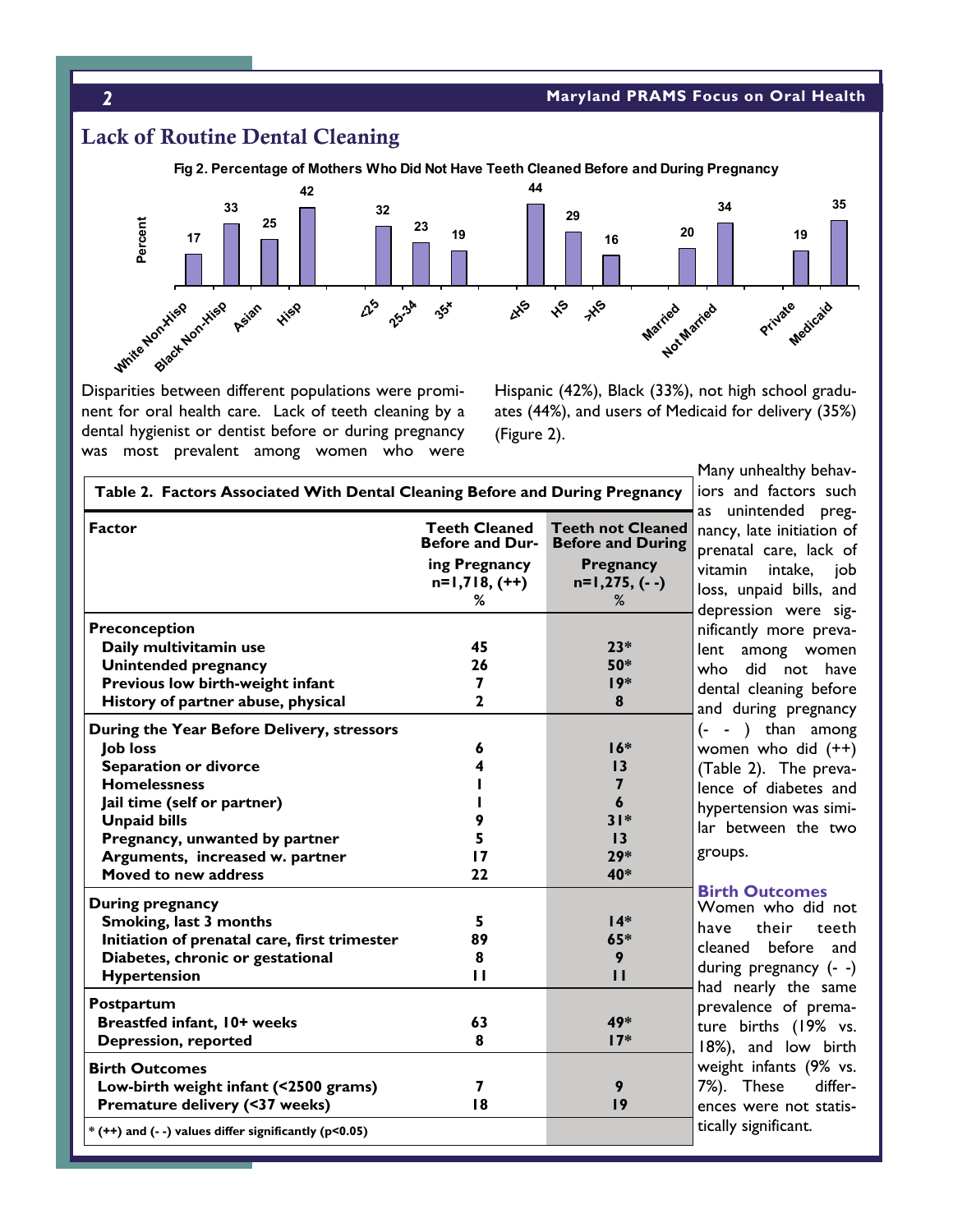## Lack of Routine Dental Cleaning

**Fig 2. Percentage of Mothers Who Did Not Have Teeth Cleaned Before and During Pregnancy**

| Group | Percent |
|---|---|
| White Non-Hisp | 17 |
| Black Non-Hisp | 33 |
| Asian | 25 |
| Hisp | 42 |
| <25 | 32 |
| 25-34 | 23 |
| 35+ | 19 |
| <HS | 44 |
| HS | 29 |
| >HS | 16 |
| Married | 20 |
| Not Married | 34 |
| Private | 19 |
| Medicaid | 35 |

Disparities between different populations were prominent for oral health care. Lack of teeth cleaning by a dental hygienist or dentist before or during pregnancy was most prevalent among women who were Hispanic (42%), Black (33%), not high school graduates (44%), and users of Medicaid for delivery (35%) (Figure 2).

**Table 2. Factors Associated With Dental Cleaning Before and During Pregnancy**

| Factor | Teeth Cleaned Before and During Pregnancy n=1,718, (++) % | Teeth not Cleaned Before and During Pregnancy n=1,275, (- -) % |
|---|---|---|
| **Preconception** | | |
| Daily multivitamin use | 45 | 23* |
| Unintended pregnancy | 26 | 50* |
| Previous low birth-weight infant | 7 | 19* |
| History of partner abuse, physical | 2 | 8 |
| **During the Year Before Delivery, stressors** | | |
| Job loss | 6 | 16* |
| Separation or divorce | 4 | 13 |
| Homelessness | 1 | 7 |
| Jail time (self or partner) | 1 | 6 |
| Unpaid bills | 9 | 31* |
| Pregnancy, unwanted by partner | 5 | 13 |
| Arguments, increased w. partner | 17 | 29* |
| Moved to new address | 22 | 40* |
| **During pregnancy** | | |
| Smoking, last 3 months | 5 | 14* |
| Initiation of prenatal care, first trimester | 89 | 65* |
| Diabetes, chronic or gestational | 8 | 9 |
| Hypertension | 11 | 11 |
| **Postpartum** | | |
| Breastfed infant, 10+ weeks | 63 | 49* |
| Depression, reported | 8 | 17* |
| **Birth Outcomes** | | |
| Low-birth weight infant (<2500 grams) | 7 | 9 |
| Premature delivery (<37 weeks) | 18 | 19 |

\* (++) and (- -) values differ significantly (p<0.05)

Many unhealthy behaviors and factors such as unintended pregnancy, late initiation of prenatal care, lack of vitamin intake, job loss, unpaid bills, and depression were significantly more prevalent among women who did not have dental cleaning before and during pregnancy (- - ) than among women who did (++) (Table 2). The prevalence of diabetes and hypertension was similar between the two groups.

### Birth Outcomes

Women who did not have their teeth cleaned before and during pregnancy (- -) had nearly the same prevalence of premature births (19% vs. 18%), and low birth weight infants (9% vs. 7%). These differences were not statistically significant.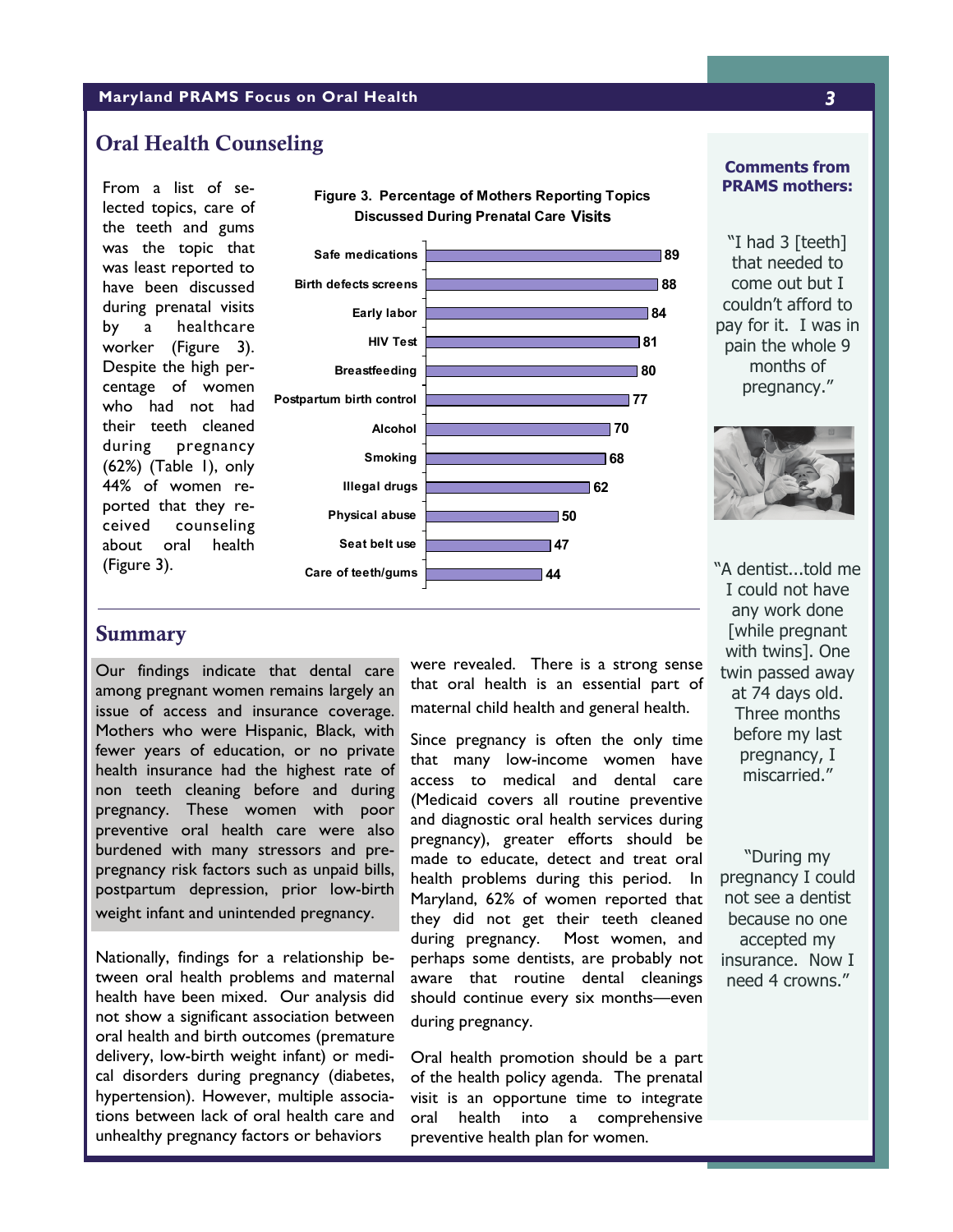## Oral Health Counseling

From a list of selected topics, care of the teeth and gums was the topic that was least reported to have been discussed during prenatal visits by a healthcare worker (Figure 3). Despite the high percentage of women who had not had their teeth cleaned during pregnancy (62%) (Table 1), only 44% of women reported that they received counseling about oral health (Figure 3).

**Figure 3. Percentage of Mothers Reporting Topics Discussed During Prenatal Care Visits**

| Topic | Percentage |
|---|---|
| Safe medications | 89 |
| Birth defects screens | 88 |
| Early labor | 84 |
| HIV Test | 81 |
| Breastfeeding | 80 |
| Postpartum birth control | 77 |
| Alcohol | 70 |
| Smoking | 68 |
| Illegal drugs | 62 |
| Physical abuse | 50 |
| Seat belt use | 47 |
| Care of teeth/gums | 44 |

## Summary

Our findings indicate that dental care among pregnant women remains largely an issue of access and insurance coverage. Mothers who were Hispanic, Black, with fewer years of education, or no private health insurance had the highest rate of non teeth cleaning before and during pregnancy. These women with poor preventive oral health care were also burdened with many stressors and pre-pregnancy risk factors such as unpaid bills, postpartum depression, prior low-birth weight infant and unintended pregnancy.

Nationally, findings for a relationship between oral health problems and maternal health have been mixed. Our analysis did not show a significant association between oral health and birth outcomes (premature delivery, low-birth weight infant) or medical disorders during pregnancy (diabetes, hypertension). However, multiple associations between lack of oral health care and unhealthy pregnancy factors or behaviors were revealed. There is a strong sense that oral health is an essential part of maternal child health and general health.

Since pregnancy is often the only time that many low-income women have access to medical and dental care (Medicaid covers all routine preventive and diagnostic oral health services during pregnancy), greater efforts should be made to educate, detect and treat oral health problems during this period. In Maryland, 62% of women reported that they did not get their teeth cleaned during pregnancy. Most women, and perhaps some dentists, are probably not aware that routine dental cleanings should continue every six months—even during pregnancy.

Oral health promotion should be a part of the health policy agenda. The prenatal visit is an opportune time to integrate oral health into a comprehensive preventive health plan for women.

**Comments from PRAMS mothers:**

"I had 3 [teeth] that needed to come out but I couldn't afford to pay for it. I was in pain the whole 9 months of pregnancy."

"A dentist...told me I could not have any work done [while pregnant with twins]. One twin passed away at 74 days old. Three months before my last pregnancy, I miscarried."

"During my pregnancy I could not see a dentist because no one accepted my insurance. Now I need 4 crowns."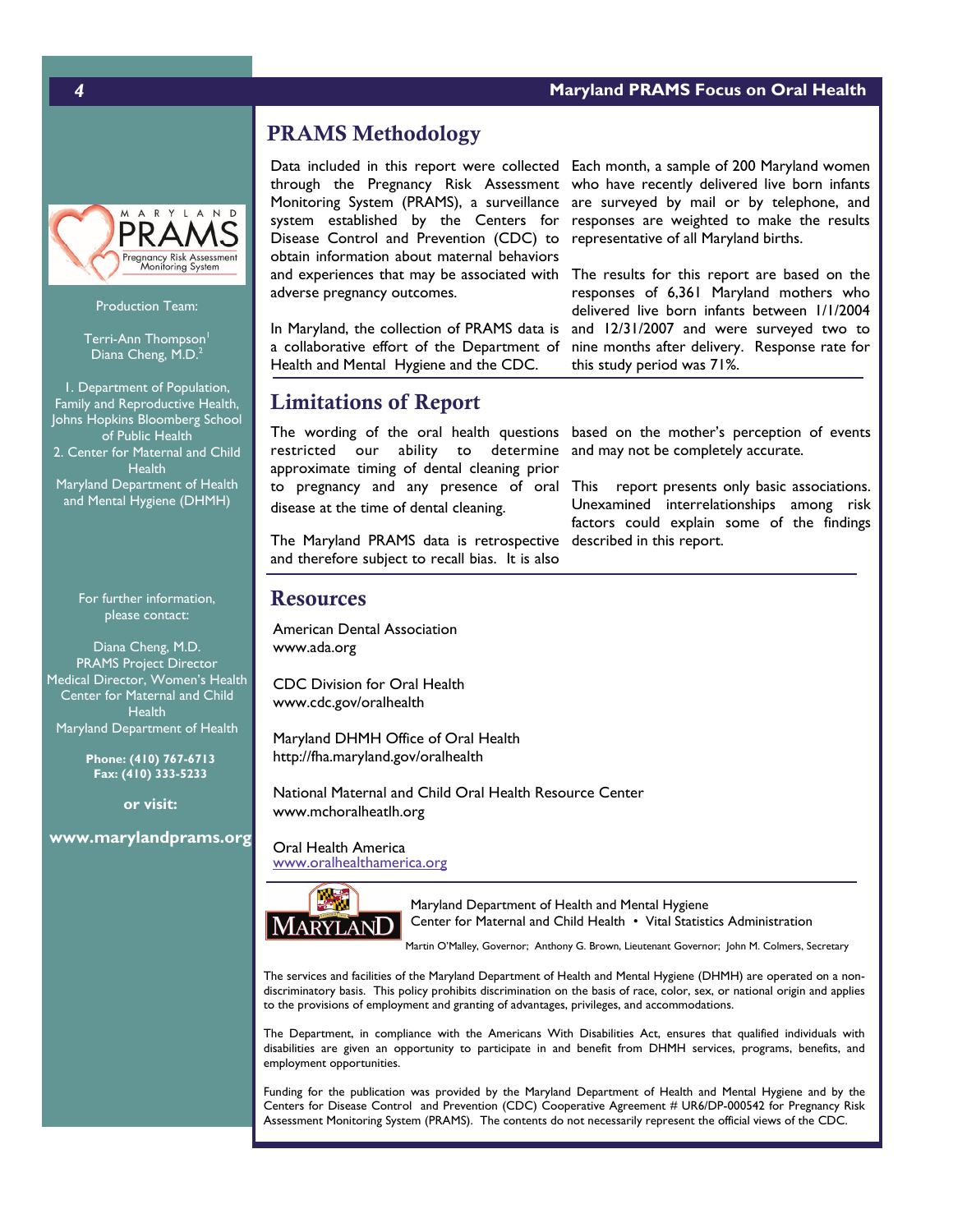## PRAMS Methodology

Data included in this report were collected through the Pregnancy Risk Assessment Monitoring System (PRAMS), a surveillance system established by the Centers for Disease Control and Prevention (CDC) to obtain information about maternal behaviors and experiences that may be associated with adverse pregnancy outcomes.

In Maryland, the collection of PRAMS data is a collaborative effort of the Department of Health and Mental Hygiene and the CDC.

Each month, a sample of 200 Maryland women who have recently delivered live born infants are surveyed by mail or by telephone, and responses are weighted to make the results representative of all Maryland births.

The results for this report are based on the responses of 6,361 Maryland mothers who delivered live born infants between 1/1/2004 and 12/31/2007 and were surveyed two to nine months after delivery. Response rate for this study period was 71%.

## Limitations of Report

The wording of the oral health questions restricted our ability to determine approximate timing of dental cleaning prior to pregnancy and any presence of oral disease at the time of dental cleaning.

The Maryland PRAMS data is retrospective and therefore subject to recall bias. It is also based on the mother's perception of events and may not be completely accurate.

This report presents only basic associations. Unexamined interrelationships among risk factors could explain some of the findings described in this report.

## Resources

American Dental Association
www.ada.org

CDC Division for Oral Health
www.cdc.gov/oralhealth

Maryland DHMH Office of Oral Health
http://fha.maryland.gov/oralhealth

National Maternal and Child Oral Health Resource Center
www.mchoralheatlh.org

Oral Health America
www.oralhealthamerica.org

MARYLAND PRAMS
Pregnancy Risk Assessment Monitoring System

Production Team:

Terri-Ann Thompson[1]
Diana Cheng, M.D.[2]

1. Department of Population, Family and Reproductive Health, Johns Hopkins Bloomberg School of Public Health
2. Center for Maternal and Child Health
Maryland Department of Health and Mental Hygiene (DHMH)

For further information, please contact:

Diana Cheng, M.D.
PRAMS Project Director
Medical Director, Women's Health
Center for Maternal and Child Health
Maryland Department of Health

**Phone: (410) 767-6713**
**Fax: (410) 333-5233**

**or visit:**

**www.marylandprams.org**

MARYLAND

Maryland Department of Health and Mental Hygiene
Center for Maternal and Child Health • Vital Statistics Administration

Martin O'Malley, Governor; Anthony G. Brown, Lieutenant Governor; John M. Colmers, Secretary

The services and facilities of the Maryland Department of Health and Mental Hygiene (DHMH) are operated on a non-discriminatory basis. This policy prohibits discrimination on the basis of race, color, sex, or national origin and applies to the provisions of employment and granting of advantages, privileges, and accommodations.

The Department, in compliance with the Americans With Disabilities Act, ensures that qualified individuals with disabilities are given an opportunity to participate in and benefit from DHMH services, programs, benefits, and employment opportunities.

Funding for the publication was provided by the Maryland Department of Health and Mental Hygiene and by the Centers for Disease Control and Prevention (CDC) Cooperative Agreement # UR6/DP-000542 for Pregnancy Risk Assessment Monitoring System (PRAMS). The contents do not necessarily represent the official views of the CDC.